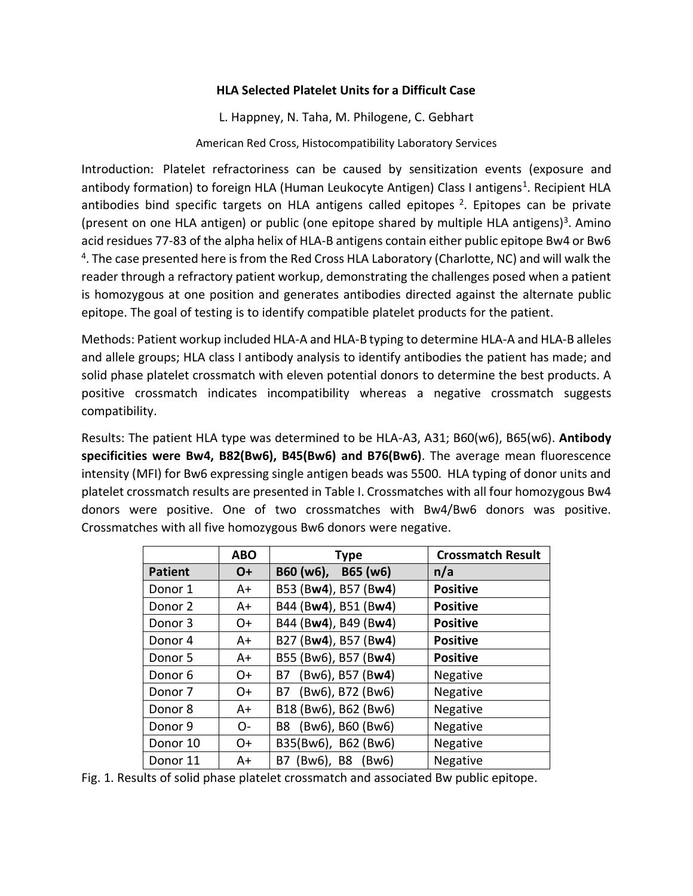# HLA Selected Platelet Units for a Difficult Case

L. Happney, N. Taha, M. Philogene, C. Gebhart

American Red Cross, Histocompatibility Laboratory Services

Introduction: Platelet refractoriness can be caused by sensitization events (exposure and antibody formation) to foreign HLA (Human Leukocyte Antigen) Class I antigens[1]. Recipient HLA antibodies bind specific targets on HLA antigens called epitopes [2]. Epitopes can be private (present on one HLA antigen) or public (one epitope shared by multiple HLA antigens)[3]. Amino acid residues 77-83 of the alpha helix of HLA-B antigens contain either public epitope Bw4 or Bw6 [4]. The case presented here is from the Red Cross HLA Laboratory (Charlotte, NC) and will walk the reader through a refractory patient workup, demonstrating the challenges posed when a patient is homozygous at one position and generates antibodies directed against the alternate public epitope. The goal of testing is to identify compatible platelet products for the patient.

Methods: Patient workup included HLA-A and HLA-B typing to determine HLA-A and HLA-B alleles and allele groups; HLA class I antibody analysis to identify antibodies the patient has made; and solid phase platelet crossmatch with eleven potential donors to determine the best products. A positive crossmatch indicates incompatibility whereas a negative crossmatch suggests compatibility.

Results: The patient HLA type was determined to be HLA-A3, A31; B60(w6), B65(w6). **Antibody specificities were Bw4, B82(Bw6), B45(Bw6) and B76(Bw6)**. The average mean fluorescence intensity (MFI) for Bw6 expressing single antigen beads was 5500. HLA typing of donor units and platelet crossmatch results are presented in Table I. Crossmatches with all four homozygous Bw4 donors were positive. One of two crossmatches with Bw4/Bw6 donors was positive. Crossmatches with all five homozygous Bw6 donors were negative.

| | ABO | Type | Crossmatch Result |
|---|---|---|---|
| **Patient** | **O+** | **B60 (w6), B65 (w6)** | **n/a** |
| Donor 1 | A+ | B53 (B**w4**), B57 (B**w4**) | **Positive** |
| Donor 2 | A+ | B44 (B**w4**), B51 (B**w4**) | **Positive** |
| Donor 3 | O+ | B44 (B**w4**), B49 (B**w4**) | **Positive** |
| Donor 4 | A+ | B27 (B**w4**), B57 (B**w4**) | **Positive** |
| Donor 5 | A+ | B55 (Bw6), B57 (B**w4**) | **Positive** |
| Donor 6 | O+ | B7 (Bw6), B57 (B**w4**) | Negative |
| Donor 7 | O+ | B7 (Bw6), B72 (Bw6) | Negative |
| Donor 8 | A+ | B18 (Bw6), B62 (Bw6) | Negative |
| Donor 9 | O- | B8 (Bw6), B60 (Bw6) | Negative |
| Donor 10 | O+ | B35(Bw6), B62 (Bw6) | Negative |
| Donor 11 | A+ | B7 (Bw6), B8 (Bw6) | Negative |

Fig. 1. Results of solid phase platelet crossmatch and associated Bw public epitope.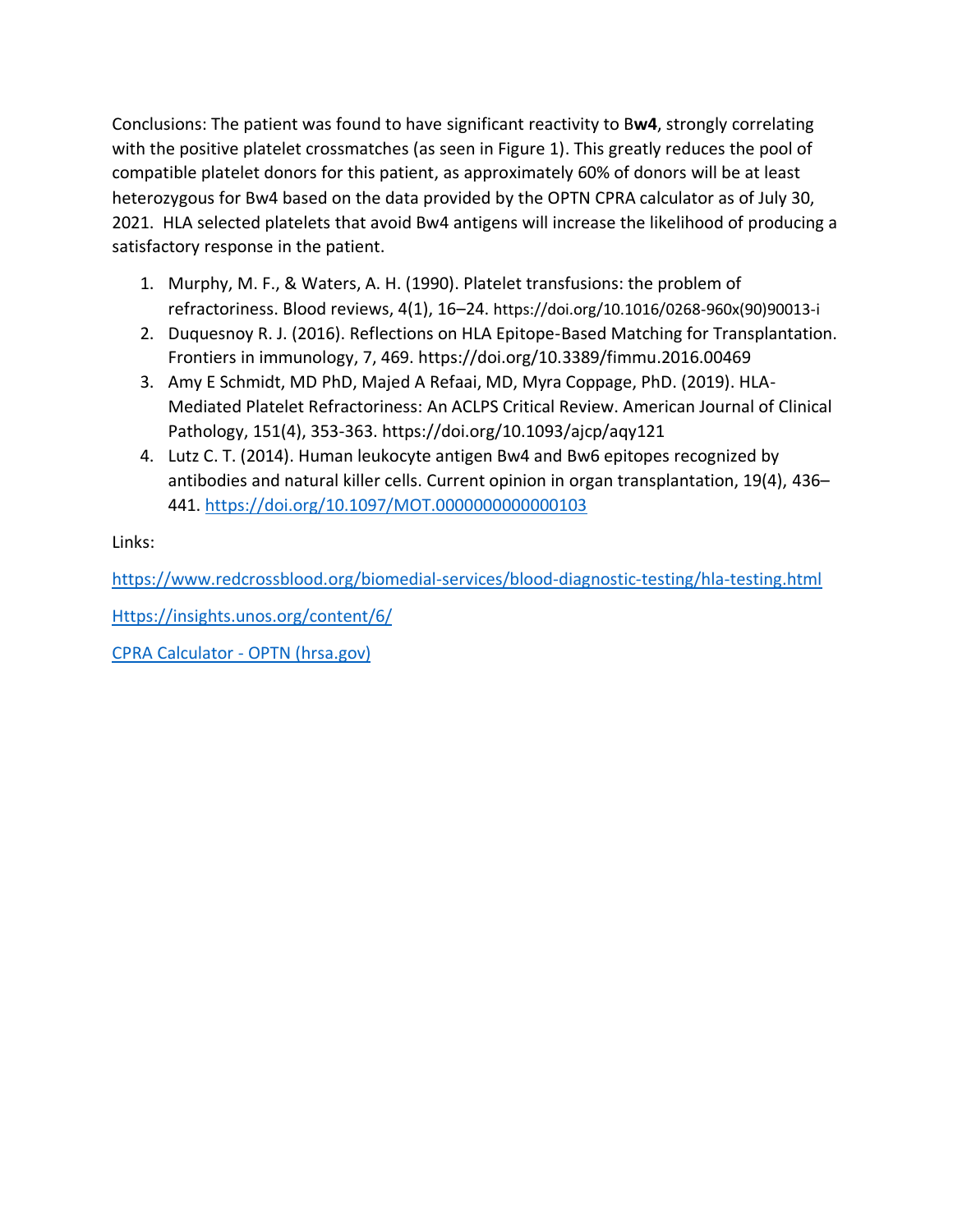Conclusions: The patient was found to have significant reactivity to B**w4**, strongly correlating with the positive platelet crossmatches (as seen in Figure 1). This greatly reduces the pool of compatible platelet donors for this patient, as approximately 60% of donors will be at least heterozygous for Bw4 based on the data provided by the OPTN CPRA calculator as of July 30, 2021. HLA selected platelets that avoid Bw4 antigens will increase the likelihood of producing a satisfactory response in the patient.

1. Murphy, M. F., & Waters, A. H. (1990). Platelet transfusions: the problem of refractoriness. Blood reviews, 4(1), 16–24. https://doi.org/10.1016/0268-960x(90)90013-i
2. Duquesnoy R. J. (2016). Reflections on HLA Epitope-Based Matching for Transplantation. Frontiers in immunology, 7, 469. https://doi.org/10.3389/fimmu.2016.00469
3. Amy E Schmidt, MD PhD, Majed A Refaai, MD, Myra Coppage, PhD. (2019). HLA-Mediated Platelet Refractoriness: An ACLPS Critical Review. American Journal of Clinical Pathology, 151(4), 353-363. https://doi.org/10.1093/ajcp/aqy121
4. Lutz C. T. (2014). Human leukocyte antigen Bw4 and Bw6 epitopes recognized by antibodies and natural killer cells. Current opinion in organ transplantation, 19(4), 436–441. https://doi.org/10.1097/MOT.0000000000000103

Links:

https://www.redcrossblood.org/biomedial-services/blood-diagnostic-testing/hla-testing.html

Https://insights.unos.org/content/6/

CPRA Calculator - OPTN (hrsa.gov)